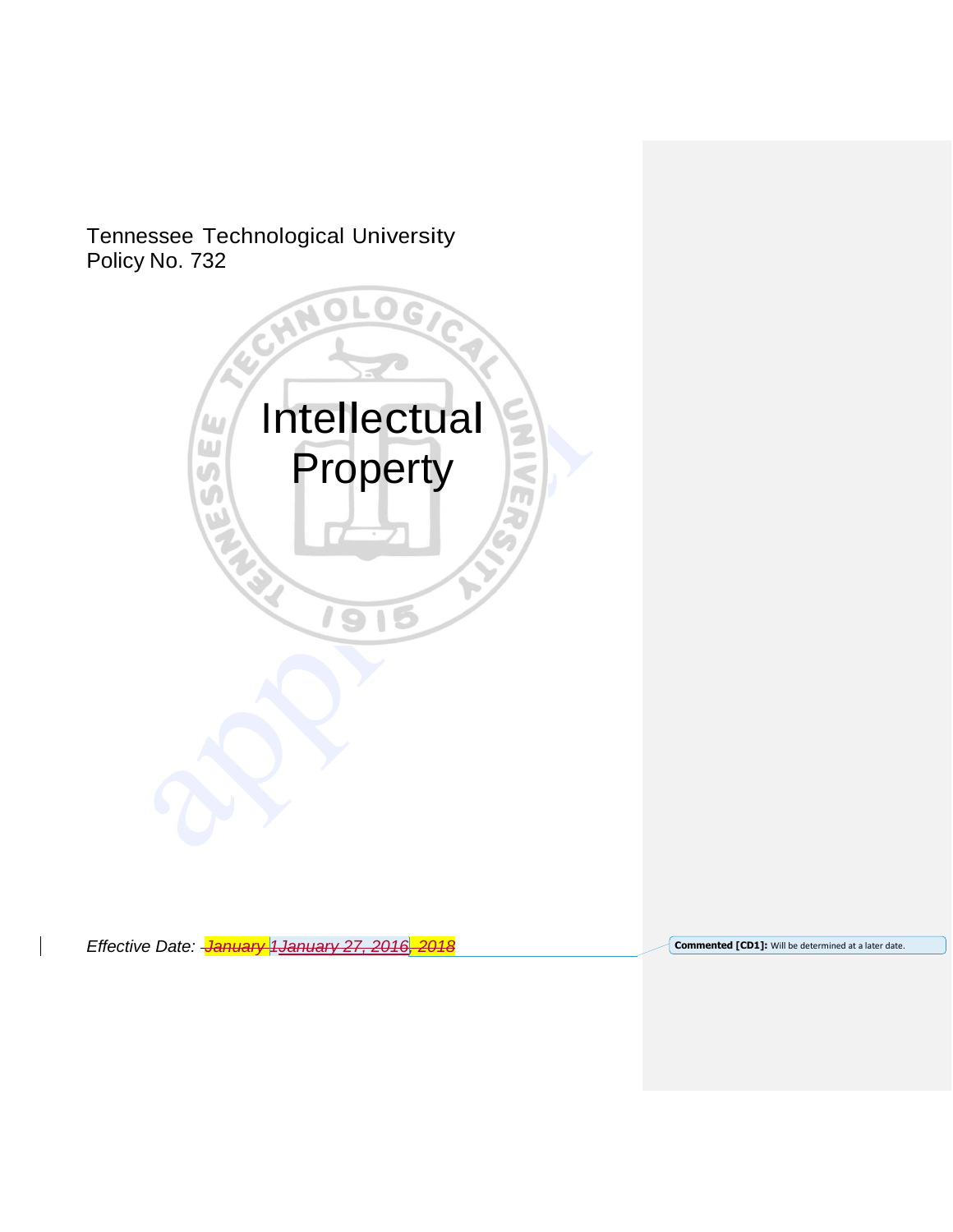Tennessee Technological University
Policy No. 732

# Intellectual Property

*Effective Date: ~~January 1January 27, 2016~~, 2018*

Commented [CD1]: Will be determined at a later date.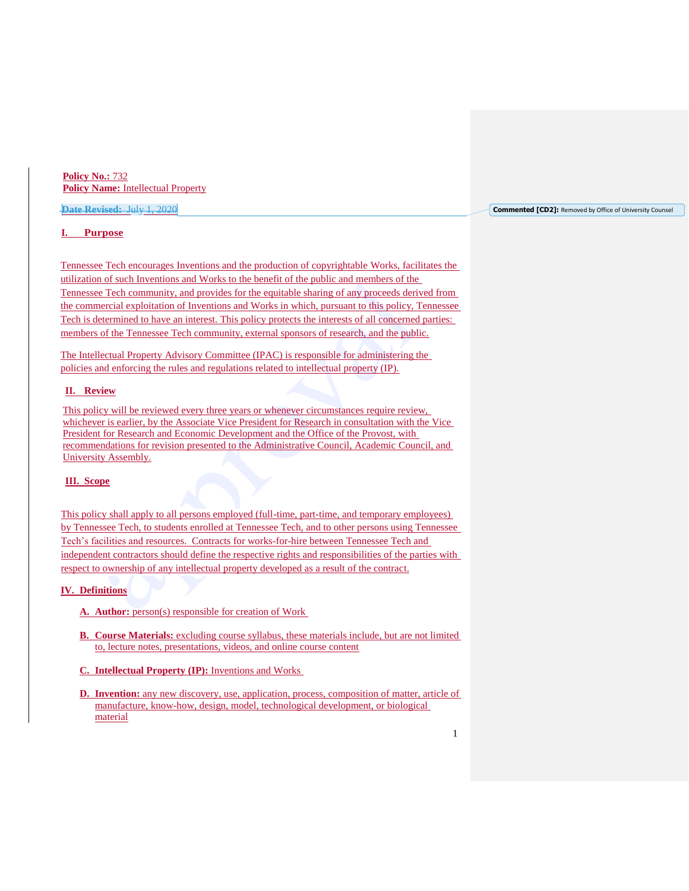**Policy No.:** 732
**Policy Name:** Intellectual Property

~~**Date Revised:** July 1, 2020~~

Commented [CD2]: Removed by Office of University Counsel

## I. Purpose

Tennessee Tech encourages Inventions and the production of copyrightable Works, facilitates the utilization of such Inventions and Works to the benefit of the public and members of the Tennessee Tech community, and provides for the equitable sharing of any proceeds derived from the commercial exploitation of Inventions and Works in which, pursuant to this policy, Tennessee Tech is determined to have an interest. This policy protects the interests of all concerned parties: members of the Tennessee Tech community, external sponsors of research, and the public.

The Intellectual Property Advisory Committee (IPAC) is responsible for administering the policies and enforcing the rules and regulations related to intellectual property (IP).

## II. Review

This policy will be reviewed every three years or whenever circumstances require review, whichever is earlier, by the Associate Vice President for Research in consultation with the Vice President for Research and Economic Development and the Office of the Provost, with recommendations for revision presented to the Administrative Council, Academic Council, and University Assembly.

## III. Scope

This policy shall apply to all persons employed (full-time, part-time, and temporary employees) by Tennessee Tech, to students enrolled at Tennessee Tech, and to other persons using Tennessee Tech's facilities and resources. Contracts for works-for-hire between Tennessee Tech and independent contractors should define the respective rights and responsibilities of the parties with respect to ownership of any intellectual property developed as a result of the contract.

## IV. Definitions

A. **Author:** person(s) responsible for creation of Work

B. **Course Materials:** excluding course syllabus, these materials include, but are not limited to, lecture notes, presentations, videos, and online course content

C. **Intellectual Property (IP):** Inventions and Works

D. **Invention:** any new discovery, use, application, process, composition of matter, article of manufacture, know-how, design, model, technological development, or biological material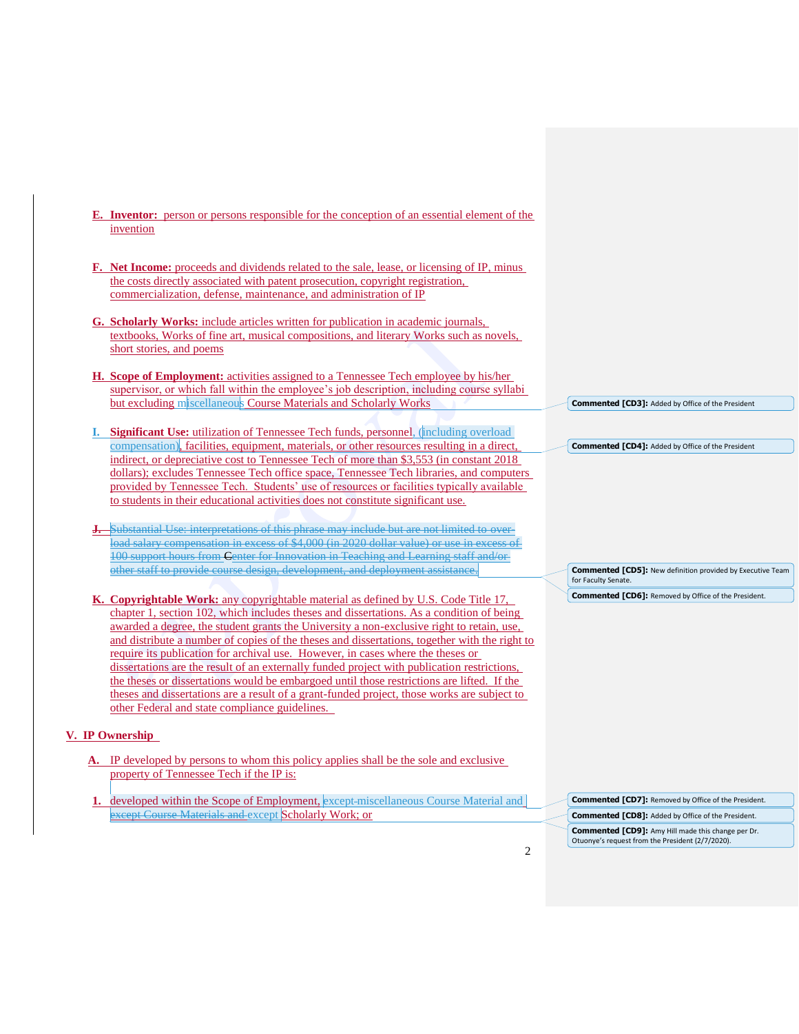**E. Inventor:** person or persons responsible for the conception of an essential element of the invention

**F. Net Income:** proceeds and dividends related to the sale, lease, or licensing of IP, minus the costs directly associated with patent prosecution, copyright registration, commercialization, defense, maintenance, and administration of IP

**G. Scholarly Works:** include articles written for publication in academic journals, textbooks, Works of fine art, musical compositions, and literary Works such as novels, short stories, and poems

**H. Scope of Employment:** activities assigned to a Tennessee Tech employee by his/her supervisor, or which fall within the employee's job description, including course syllabi but excluding miscellaneous Course Materials and Scholarly Works

**I. Significant Use:** utilization of Tennessee Tech funds, personnel, (including overload compensation), facilities, equipment, materials, or other resources resulting in a direct, indirect, or depreciative cost to Tennessee Tech of more than $3,553 (in constant 2018 dollars); excludes Tennessee Tech office space, Tennessee Tech libraries, and computers provided by Tennessee Tech. Students' use of resources or facilities typically available to students in their educational activities does not constitute significant use.

~~J. Substantial Use: interpretations of this phrase may include but are not limited to over-load salary compensation in excess of $4,000 (in 2020 dollar value) or use in excess of 100 support hours from Center for Innovation in Teaching and Learning staff and/or other staff to provide course design, development, and deployment assistance.~~

**K. Copyrightable Work:** any copyrightable material as defined by U.S. Code Title 17, chapter 1, section 102, which includes theses and dissertations. As a condition of being awarded a degree, the student grants the University a non-exclusive right to retain, use, and distribute a number of copies of the theses and dissertations, together with the right to require its publication for archival use. However, in cases where the theses or dissertations are the result of an externally funded project with publication restrictions, the theses or dissertations would be embargoed until those restrictions are lifted. If the theses and dissertations are a result of a grant-funded project, those works are subject to other Federal and state compliance guidelines.

## V. IP Ownership

A. IP developed by persons to whom this policy applies shall be the sole and exclusive property of Tennessee Tech if the IP is:

1. developed within the Scope of Employment, except miscellaneous Course Material and ~~except Course Materials and~~ except Scholarly Work; or

**Commented [CD3]:** Added by Office of the President

**Commented [CD4]:** Added by Office of the President

**Commented [CD5]:** New definition provided by Executive Team for Faculty Senate.

**Commented [CD6]:** Removed by Office of the President.

**Commented [CD7]:** Removed by Office of the President.

**Commented [CD8]:** Added by Office of the President.

**Commented [CD9]:** Amy Hill made this change per Dr. Otuonye's request from the President (2/7/2020).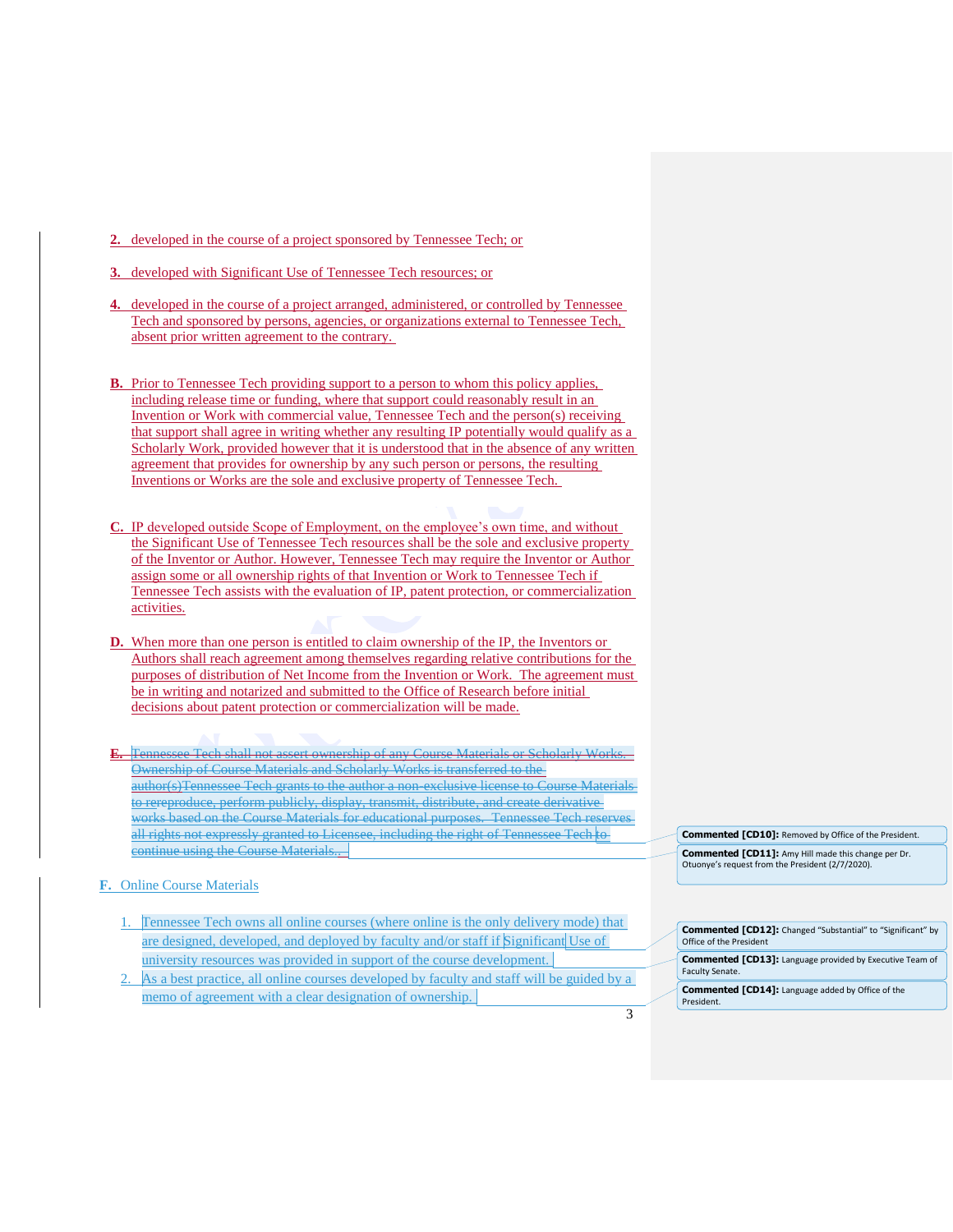2. developed in the course of a project sponsored by Tennessee Tech; or

3. developed with Significant Use of Tennessee Tech resources; or

4. developed in the course of a project arranged, administered, or controlled by Tennessee Tech and sponsored by persons, agencies, or organizations external to Tennessee Tech, absent prior written agreement to the contrary.

B. Prior to Tennessee Tech providing support to a person to whom this policy applies, including release time or funding, where that support could reasonably result in an Invention or Work with commercial value, Tennessee Tech and the person(s) receiving that support shall agree in writing whether any resulting IP potentially would qualify as a Scholarly Work, provided however that it is understood that in the absence of any written agreement that provides for ownership by any such person or persons, the resulting Inventions or Works are the sole and exclusive property of Tennessee Tech.

C. IP developed outside Scope of Employment, on the employee's own time, and without the Significant Use of Tennessee Tech resources shall be the sole and exclusive property of the Inventor or Author. However, Tennessee Tech may require the Inventor or Author assign some or all ownership rights of that Invention or Work to Tennessee Tech if Tennessee Tech assists with the evaluation of IP, patent protection, or commercialization activities.

D. When more than one person is entitled to claim ownership of the IP, the Inventors or Authors shall reach agreement among themselves regarding relative contributions for the purposes of distribution of Net Income from the Invention or Work. The agreement must be in writing and notarized and submitted to the Office of Research before initial decisions about patent protection or commercialization will be made.

E. ~~Tennessee Tech shall not assert ownership of any Course Materials or Scholarly Works. Ownership of Course Materials and Scholarly Works is transferred to the author(s)Tennessee Tech grants to the author a non-exclusive license to Course Materials to rereproduce, perform publicly, display, transmit, distribute, and create derivative works based on the Course Materials for educational purposes. Tennessee Tech reserves all rights not expressly granted to Licensee, including the right of Tennessee Tech to continue using the Course Materials..~~

F. Online Course Materials

1. Tennessee Tech owns all online courses (where online is the only delivery mode) that are designed, developed, and deployed by faculty and/or staff if Significant Use of university resources was provided in support of the course development.
2. As a best practice, all online courses developed by faculty and staff will be guided by a memo of agreement with a clear designation of ownership.

**Commented [CD10]:** Removed by Office of the President.

**Commented [CD11]:** Amy Hill made this change per Dr. Otuonye's request from the President (2/7/2020).

**Commented [CD12]:** Changed "Substantial" to "Significant" by Office of the President

**Commented [CD13]:** Language provided by Executive Team of Faculty Senate.

**Commented [CD14]:** Language added by Office of the President.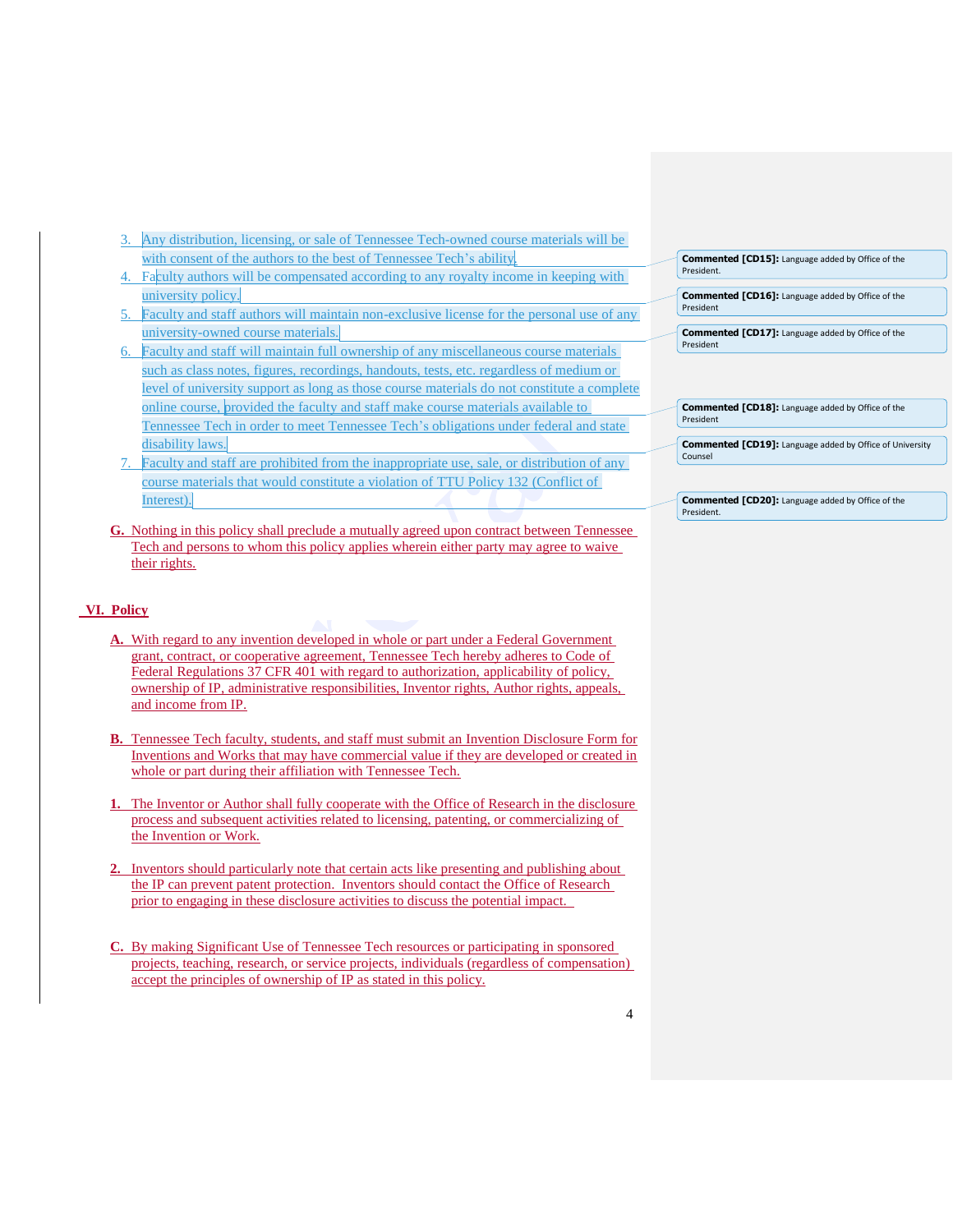3. Any distribution, licensing, or sale of Tennessee Tech-owned course materials will be with consent of the authors to the best of Tennessee Tech's ability.
4. Faculty authors will be compensated according to any royalty income in keeping with university policy.
5. Faculty and staff authors will maintain non-exclusive license for the personal use of any university-owned course materials.
6. Faculty and staff will maintain full ownership of any miscellaneous course materials such as class notes, figures, recordings, handouts, tests, etc. regardless of medium or level of university support as long as those course materials do not constitute a complete online course, provided the faculty and staff make course materials available to Tennessee Tech in order to meet Tennessee Tech's obligations under federal and state disability laws.
7. Faculty and staff are prohibited from the inappropriate use, sale, or distribution of any course materials that would constitute a violation of TTU Policy 132 (Conflict of Interest).

**Commented [CD15]:** Language added by Office of the President.

**Commented [CD16]:** Language added by Office of the President

**Commented [CD17]:** Language added by Office of the President

**Commented [CD18]:** Language added by Office of the President

**Commented [CD19]:** Language added by Office of University Counsel

**Commented [CD20]:** Language added by Office of the President.

**G.** Nothing in this policy shall preclude a mutually agreed upon contract between Tennessee Tech and persons to whom this policy applies wherein either party may agree to waive their rights.

## VI. Policy

**A.** With regard to any invention developed in whole or part under a Federal Government grant, contract, or cooperative agreement, Tennessee Tech hereby adheres to Code of Federal Regulations 37 CFR 401 with regard to authorization, applicability of policy, ownership of IP, administrative responsibilities, Inventor rights, Author rights, appeals, and income from IP.

**B.** Tennessee Tech faculty, students, and staff must submit an Invention Disclosure Form for Inventions and Works that may have commercial value if they are developed or created in whole or part during their affiliation with Tennessee Tech.

**1.** The Inventor or Author shall fully cooperate with the Office of Research in the disclosure process and subsequent activities related to licensing, patenting, or commercializing of the Invention or Work.

**2.** Inventors should particularly note that certain acts like presenting and publishing about the IP can prevent patent protection. Inventors should contact the Office of Research prior to engaging in these disclosure activities to discuss the potential impact.

**C.** By making Significant Use of Tennessee Tech resources or participating in sponsored projects, teaching, research, or service projects, individuals (regardless of compensation) accept the principles of ownership of IP as stated in this policy.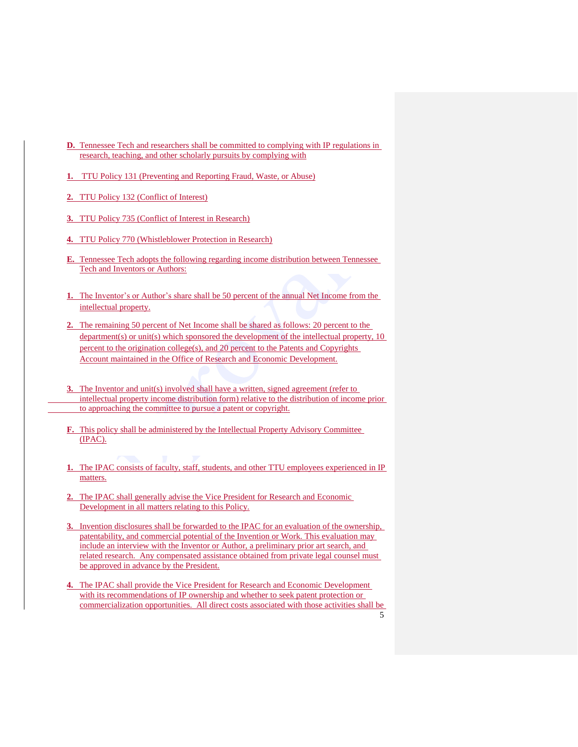**D.** Tennessee Tech and researchers shall be committed to complying with IP regulations in research, teaching, and other scholarly pursuits by complying with

**1.** TTU Policy 131 (Preventing and Reporting Fraud, Waste, or Abuse)

**2.** TTU Policy 132 (Conflict of Interest)

**3.** TTU Policy 735 (Conflict of Interest in Research)

**4.** TTU Policy 770 (Whistleblower Protection in Research)

**E.** Tennessee Tech adopts the following regarding income distribution between Tennessee Tech and Inventors or Authors:

**1.** The Inventor's or Author's share shall be 50 percent of the annual Net Income from the intellectual property.

**2.** The remaining 50 percent of Net Income shall be shared as follows: 20 percent to the department(s) or unit(s) which sponsored the development of the intellectual property, 10 percent to the origination college(s), and 20 percent to the Patents and Copyrights Account maintained in the Office of Research and Economic Development.

**3.** The Inventor and unit(s) involved shall have a written, signed agreement (refer to intellectual property income distribution form) relative to the distribution of income prior to approaching the committee to pursue a patent or copyright.

**F.** This policy shall be administered by the Intellectual Property Advisory Committee (IPAC).

**1.** The IPAC consists of faculty, staff, students, and other TTU employees experienced in IP matters.

**2.** The IPAC shall generally advise the Vice President for Research and Economic Development in all matters relating to this Policy.

**3.** Invention disclosures shall be forwarded to the IPAC for an evaluation of the ownership, patentability, and commercial potential of the Invention or Work. This evaluation may include an interview with the Inventor or Author, a preliminary prior art search, and related research. Any compensated assistance obtained from private legal counsel must be approved in advance by the President.

**4.** The IPAC shall provide the Vice President for Research and Economic Development with its recommendations of IP ownership and whether to seek patent protection or commercialization opportunities. All direct costs associated with those activities shall be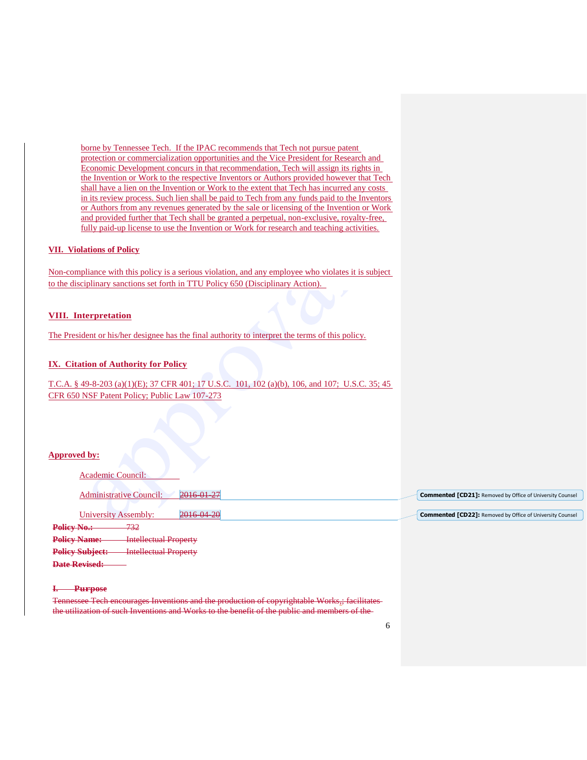borne by Tennessee Tech. If the IPAC recommends that Tech not pursue patent protection or commercialization opportunities and the Vice President for Research and Economic Development concurs in that recommendation, Tech will assign its rights in the Invention or Work to the respective Inventors or Authors provided however that Tech shall have a lien on the Invention or Work to the extent that Tech has incurred any costs in its review process. Such lien shall be paid to Tech from any funds paid to the Inventors or Authors from any revenues generated by the sale or licensing of the Invention or Work and provided further that Tech shall be granted a perpetual, non-exclusive, royalty-free, fully paid-up license to use the Invention or Work for research and teaching activities.

## VII. Violations of Policy

Non-compliance with this policy is a serious violation, and any employee who violates it is subject to the disciplinary sanctions set forth in TTU Policy 650 (Disciplinary Action).

## VIII. Interpretation

The President or his/her designee has the final authority to interpret the terms of this policy.

## IX. Citation of Authority for Policy

T.C.A. § 49-8-203 (a)(1)(E); 37 CFR 401; 17 U.S.C. 101, 102 (a)(b), 106, and 107; U.S.C. 35; 45 CFR 650 NSF Patent Policy; Public Law 107-273

**Approved by:**

Academic Council:

Administrative Council: ~~2016-01-27~~

University Assembly: ~~2016-04-20~~

Commented [CD21]: Removed by Office of University Counsel

Commented [CD22]: Removed by Office of University Counsel

~~**Policy No.:** 732~~

~~**Policy Name:** Intellectual Property~~

~~**Policy Subject:** Intellectual Property~~

~~**Date Revised:**~~

~~**I. Purpose**~~

~~Tennessee Tech encourages Inventions and the production of copyrightable Works,; facilitates the utilization of such Inventions and Works to the benefit of the public and members of the~~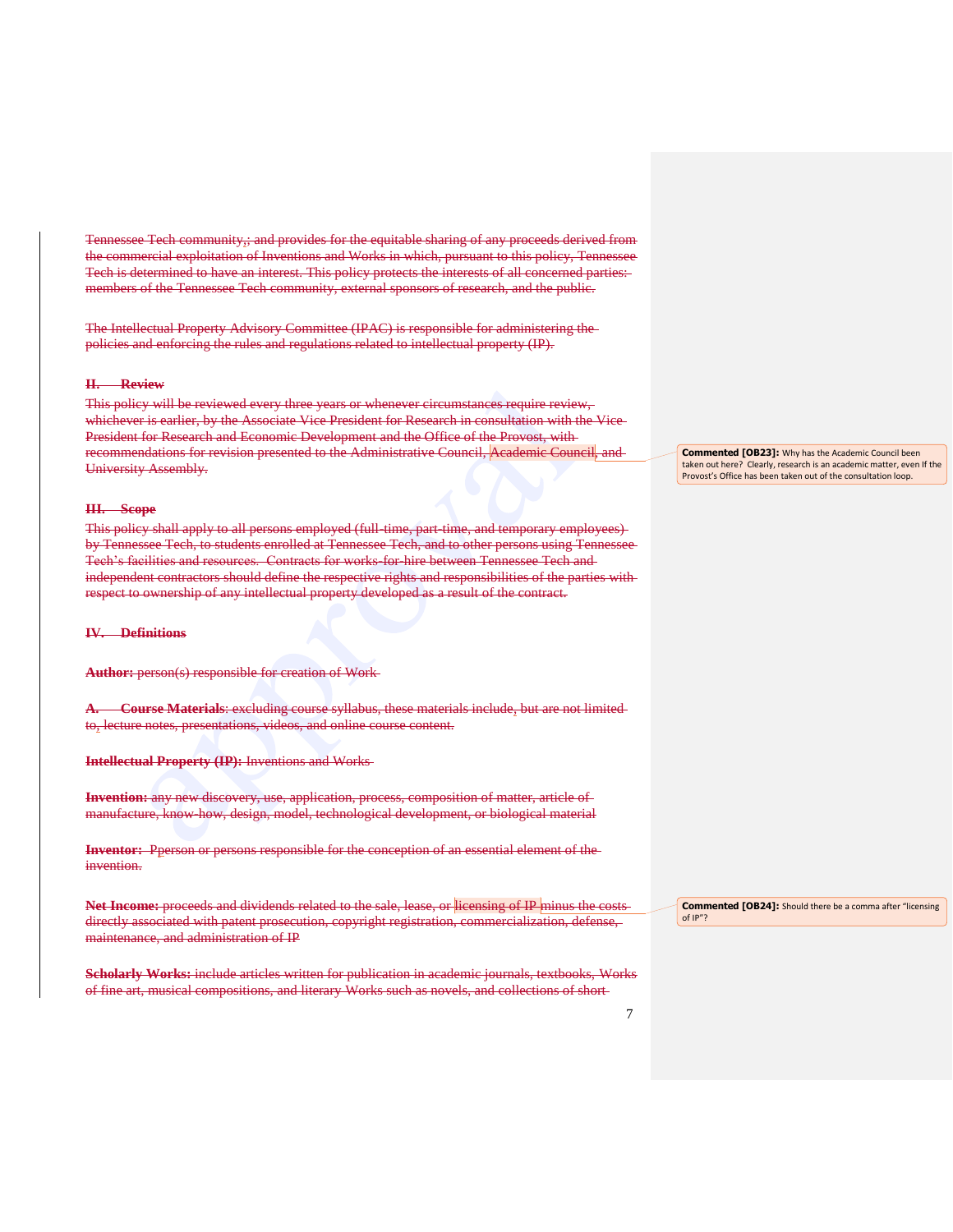Tennessee Tech community,; and provides for the equitable sharing of any proceeds derived from the commercial exploitation of Inventions and Works in which, pursuant to this policy, Tennessee Tech is determined to have an interest. This policy protects the interests of all concerned parties: members of the Tennessee Tech community, external sponsors of research, and the public.

The Intellectual Property Advisory Committee (IPAC) is responsible for administering the policies and enforcing the rules and regulations related to intellectual property (IP).

## II. Review

This policy will be reviewed every three years or whenever circumstances require review, whichever is earlier, by the Associate Vice President for Research in consultation with the Vice President for Research and Economic Development and the Office of the Provost, with recommendations for revision presented to the Administrative Council, Academic Council, and University Assembly.

**Commented [OB23]:** Why has the Academic Council been taken out here? Clearly, research is an academic matter, even If the Provost's Office has been taken out of the consultation loop.

## III. Scope

This policy shall apply to all persons employed (full-time, part-time, and temporary employees) by Tennessee Tech, to students enrolled at Tennessee Tech, and to other persons using Tennessee Tech's facilities and resources. Contracts for works-for-hire between Tennessee Tech and independent contractors should define the respective rights and responsibilities of the parties with respect to ownership of any intellectual property developed as a result of the contract.

## IV. Definitions

**Author:** person(s) responsible for creation of Work

**A. Course Materials**: excluding course syllabus, these materials include, but are not limited to, lecture notes, presentations, videos, and online course content.

**Intellectual Property (IP):** Inventions and Works

**Invention:** any new discovery, use, application, process, composition of matter, article of manufacture, know-how, design, model, technological development, or biological material

**Inventor:** Pperson or persons responsible for the conception of an essential element of the invention.

**Net Income:** proceeds and dividends related to the sale, lease, or licensing of IP minus the costs directly associated with patent prosecution, copyright registration, commercialization, defense, maintenance, and administration of IP

**Commented [OB24]:** Should there be a comma after "licensing of IP"?

**Scholarly Works:** include articles written for publication in academic journals, textbooks, Works of fine art, musical compositions, and literary Works such as novels, and collections of short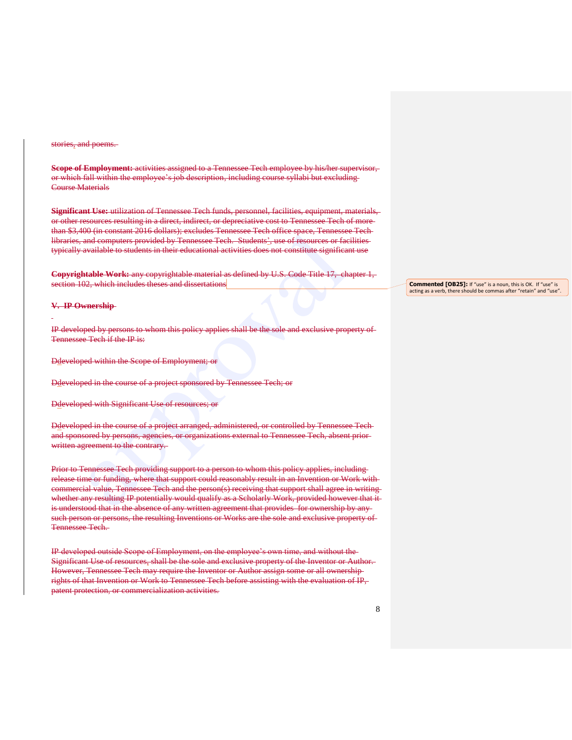stories, and poems.

**Scope of Employment:** activities assigned to a Tennessee Tech employee by his/her supervisor, or which fall within the employee's job description, including course syllabi but excluding Course Materials

**Significant Use:** utilization of Tennessee Tech funds, personnel, facilities, equipment, materials, or other resources resulting in a direct, indirect, or depreciative cost to Tennessee Tech of more than $3,400 (in constant 2016 dollars); excludes Tennessee Tech office space, Tennessee Tech libraries, and computers provided by Tennessee Tech. Students', use of resources or facilities typically available to students in their educational activities does not constitute significant use

**Copyrightable Work:** any copyrightable material as defined by U.S. Code Title 17, chapter 1, section 102, which includes theses and dissertations

**Commented [OB25]:** If "use" is a noun, this is OK. If "use" is acting as a verb, there should be commas after "retain" and "use".

## V. IP Ownership

IP developed by persons to whom this policy applies shall be the sole and exclusive property of Tennessee Tech if the IP is:

Ddeveloped within the Scope of Employment; or

Ddeveloped in the course of a project sponsored by Tennessee Tech; or

Ddeveloped with Significant Use of resources; or

Ddeveloped in the course of a project arranged, administered, or controlled by Tennessee Tech and sponsored by persons, agencies, or organizations external to Tennessee Tech, absent prior written agreement to the contrary.

Prior to Tennessee Tech providing support to a person to whom this policy applies, including release time or funding, where that support could reasonably result in an Invention or Work with commercial value, Tennessee Tech and the person(s) receiving that support shall agree in writing whether any resulting IP potentially would qualify as a Scholarly Work, provided however that it is understood that in the absence of any written agreement that provides for ownership by any such person or persons, the resulting Inventions or Works are the sole and exclusive property of Tennessee Tech.

IP developed outside Scope of Employment, on the employee's own time, and without the Significant Use of resources, shall be the sole and exclusive property of the Inventor or Author. However, Tennessee Tech may require the Inventor or Author assign some or all ownership rights of that Invention or Work to Tennessee Tech before assisting with the evaluation of IP, patent protection, or commercialization activities.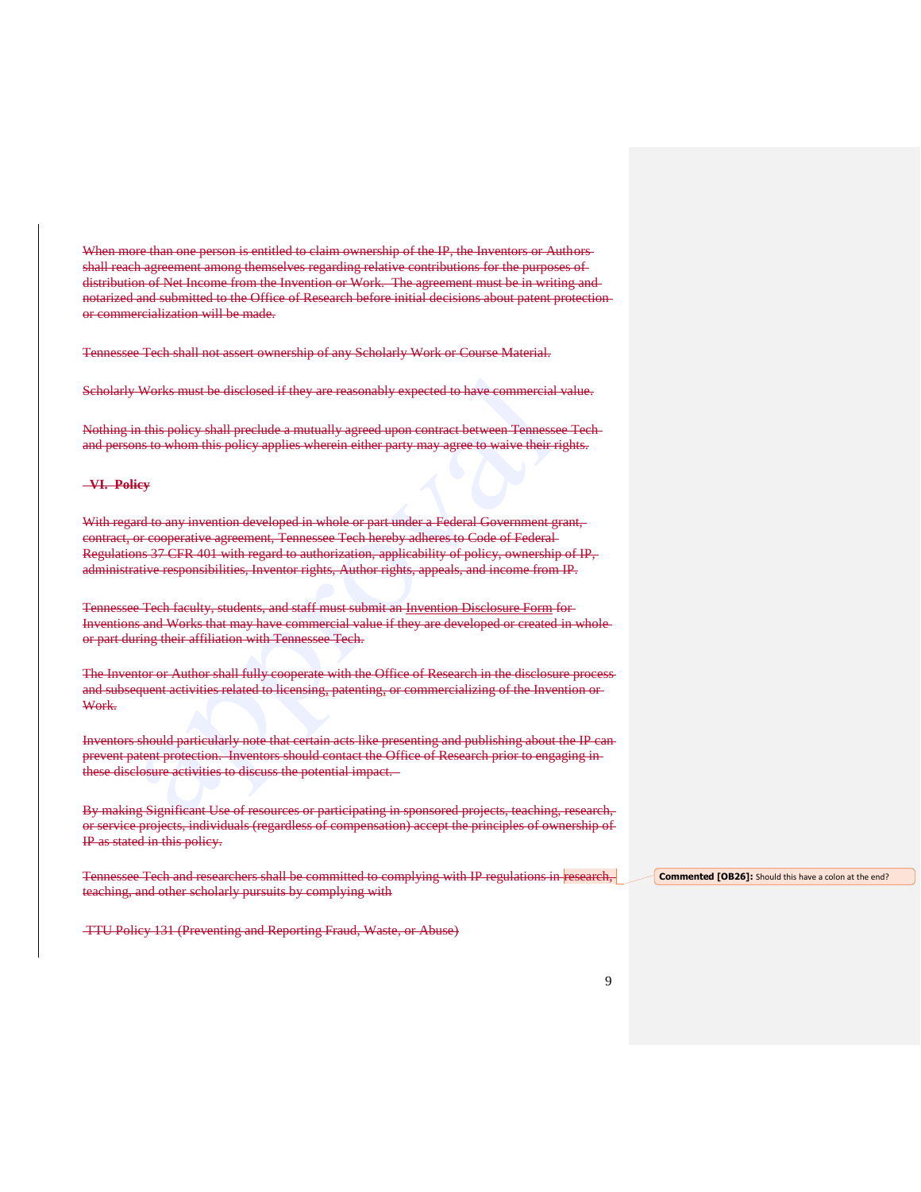When more than one person is entitled to claim ownership of the IP, the Inventors or Authors shall reach agreement among themselves regarding relative contributions for the purposes of distribution of Net Income from the Invention or Work. The agreement must be in writing and notarized and submitted to the Office of Research before initial decisions about patent protection or commercialization will be made.

Tennessee Tech shall not assert ownership of any Scholarly Work or Course Material.

Scholarly Works must be disclosed if they are reasonably expected to have commercial value.

Nothing in this policy shall preclude a mutually agreed upon contract between Tennessee Tech and persons to whom this policy applies wherein either party may agree to waive their rights.

## VI. Policy

With regard to any invention developed in whole or part under a Federal Government grant, contract, or cooperative agreement, Tennessee Tech hereby adheres to Code of Federal Regulations 37 CFR 401 with regard to authorization, applicability of policy, ownership of IP, administrative responsibilities, Inventor rights, Author rights, appeals, and income from IP.

Tennessee Tech faculty, students, and staff must submit an Invention Disclosure Form for Inventions and Works that may have commercial value if they are developed or created in whole or part during their affiliation with Tennessee Tech.

The Inventor or Author shall fully cooperate with the Office of Research in the disclosure process and subsequent activities related to licensing, patenting, or commercializing of the Invention or Work.

Inventors should particularly note that certain acts like presenting and publishing about the IP can prevent patent protection. Inventors should contact the Office of Research prior to engaging in these disclosure activities to discuss the potential impact.

By making Significant Use of resources or participating in sponsored projects, teaching, research, or service projects, individuals (regardless of compensation) accept the principles of ownership of IP as stated in this policy.

Tennessee Tech and researchers shall be committed to complying with IP regulations in research, teaching, and other scholarly pursuits by complying with

TTU Policy 131 (Preventing and Reporting Fraud, Waste, or Abuse)

**Commented [OB26]:** Should this have a colon at the end?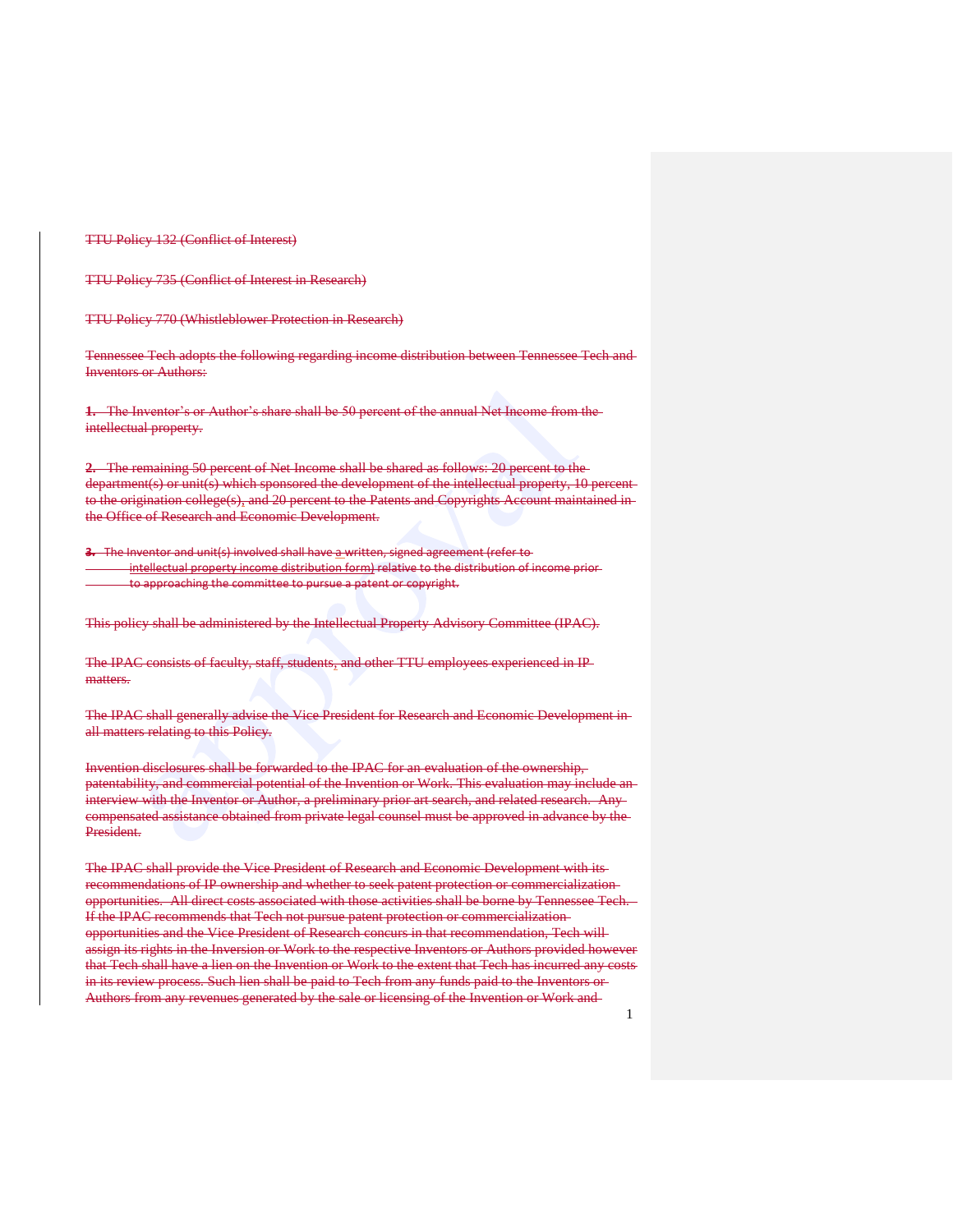TTU Policy 132 (Conflict of Interest)

TTU Policy 735 (Conflict of Interest in Research)

TTU Policy 770 (Whistleblower Protection in Research)

Tennessee Tech adopts the following regarding income distribution between Tennessee Tech and Inventors or Authors:

**1.** The Inventor's or Author's share shall be 50 percent of the annual Net Income from the intellectual property.

**2.** The remaining 50 percent of Net Income shall be shared as follows: 20 percent to the department(s) or unit(s) which sponsored the development of the intellectual property, 10 percent to the origination college(s), and 20 percent to the Patents and Copyrights Account maintained in the Office of Research and Economic Development.

**3.** The Inventor and unit(s) involved shall have a written, signed agreement (refer to intellectual property income distribution form) relative to the distribution of income prior to approaching the committee to pursue a patent or copyright.

This policy shall be administered by the Intellectual Property Advisory Committee (IPAC).

The IPAC consists of faculty, staff, students, and other TTU employees experienced in IP matters.

The IPAC shall generally advise the Vice President for Research and Economic Development in all matters relating to this Policy.

Invention disclosures shall be forwarded to the IPAC for an evaluation of the ownership, patentability, and commercial potential of the Invention or Work. This evaluation may include an interview with the Inventor or Author, a preliminary prior art search, and related research. Any compensated assistance obtained from private legal counsel must be approved in advance by the President.

The IPAC shall provide the Vice President of Research and Economic Development with its recommendations of IP ownership and whether to seek patent protection or commercialization opportunities. All direct costs associated with those activities shall be borne by Tennessee Tech. If the IPAC recommends that Tech not pursue patent protection or commercialization opportunities and the Vice President of Research concurs in that recommendation, Tech will assign its rights in the Inversion or Work to the respective Inventors or Authors provided however that Tech shall have a lien on the Invention or Work to the extent that Tech has incurred any costs in its review process. Such lien shall be paid to Tech from any funds paid to the Inventors or Authors from any revenues generated by the sale or licensing of the Invention or Work and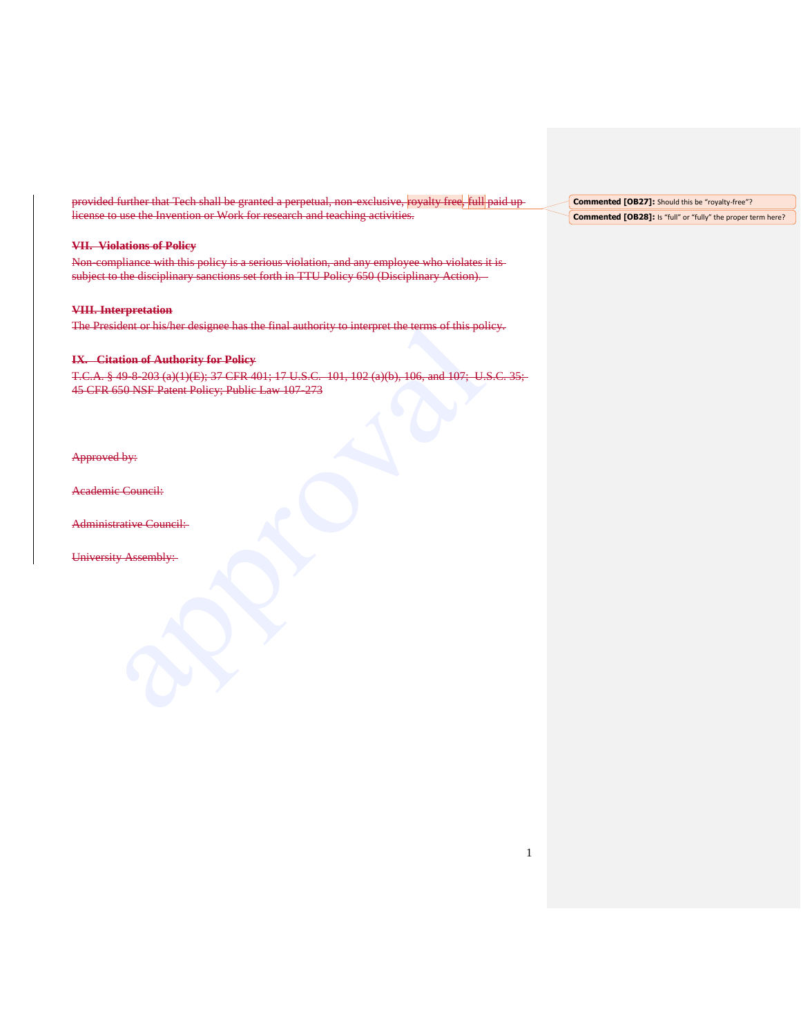provided further that Tech shall be granted a perpetual, non-exclusive, royalty free, full paid up license to use the Invention or Work for research and teaching activities.

Commented [OB27]: Should this be "royalty-free"?

Commented [OB28]: Is "full" or "fully" the proper term here?

## VII. Violations of Policy

Non-compliance with this policy is a serious violation, and any employee who violates it is subject to the disciplinary sanctions set forth in TTU Policy 650 (Disciplinary Action).

## VIII. Interpretation

The President or his/her designee has the final authority to interpret the terms of this policy.

## IX. Citation of Authority for Policy

T.C.A. § 49-8-203 (a)(1)(E); 37 CFR 401; 17 U.S.C. 101, 102 (a)(b), 106, and 107; U.S.C. 35; 45 CFR 650 NSF Patent Policy; Public Law 107-273

Approved by:

Academic Council:

Administrative Council:

University Assembly: